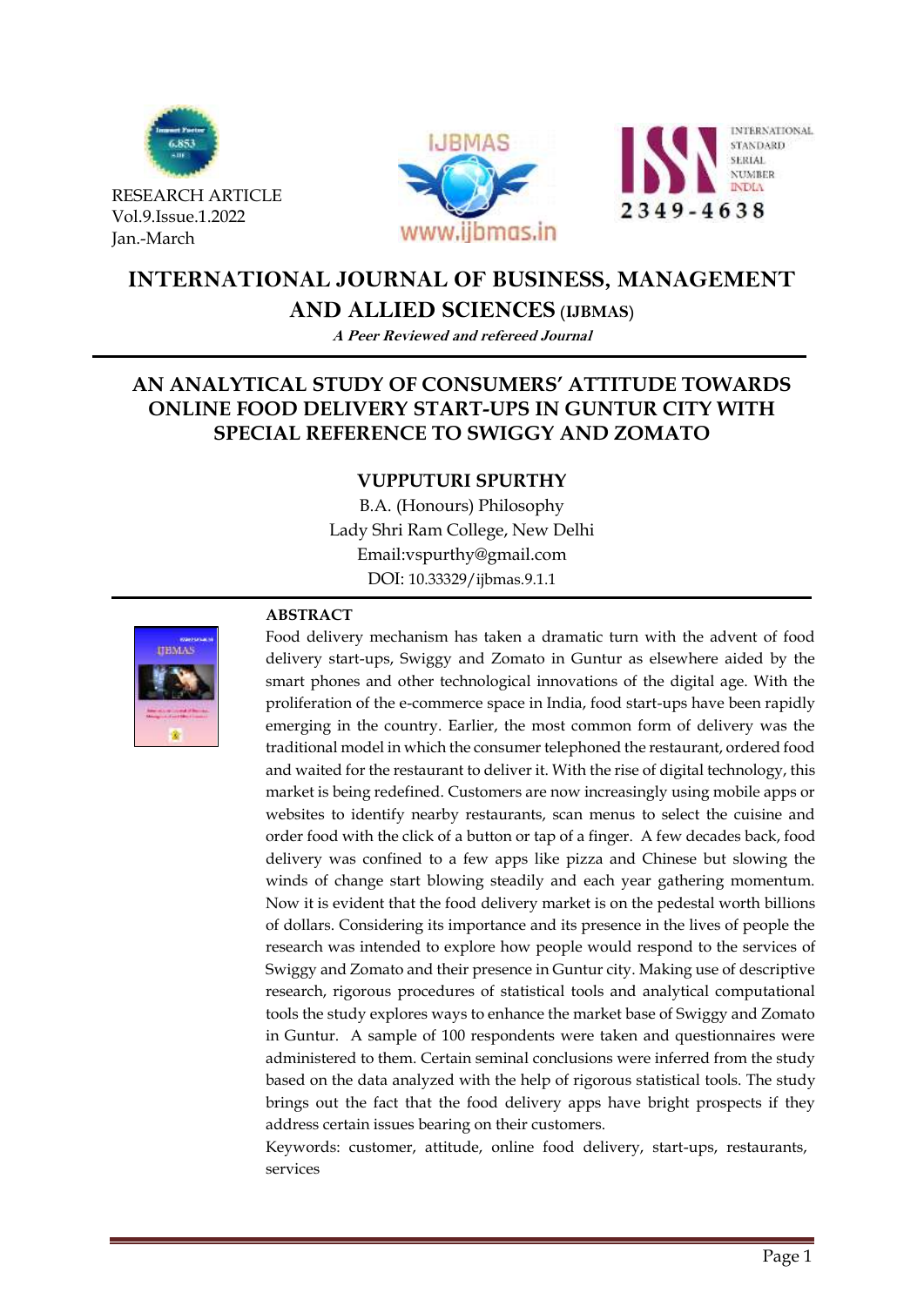RESEARCH ARTICLE
Vol.9.Issue.1.2022
Jan.-March

# INTERNATIONAL JOURNAL OF BUSINESS, MANAGEMENT AND ALLIED SCIENCES (IJBMAS)

***A Peer Reviewed and refereed Journal***

## AN ANALYTICAL STUDY OF CONSUMERS' ATTITUDE TOWARDS ONLINE FOOD DELIVERY START-UPS IN GUNTUR CITY WITH SPECIAL REFERENCE TO SWIGGY AND ZOMATO

**VUPPUTURI SPURTHY**

B.A. (Honours) Philosophy
Lady Shri Ram College, New Delhi
Email:vspurthy@gmail.com
DOI: 10.33329/ijbmas.9.1.1

### ABSTRACT

Food delivery mechanism has taken a dramatic turn with the advent of food delivery start-ups, Swiggy and Zomato in Guntur as elsewhere aided by the smart phones and other technological innovations of the digital age. With the proliferation of the e-commerce space in India, food start-ups have been rapidly emerging in the country. Earlier, the most common form of delivery was the traditional model in which the consumer telephoned the restaurant, ordered food and waited for the restaurant to deliver it. With the rise of digital technology, this market is being redefined. Customers are now increasingly using mobile apps or websites to identify nearby restaurants, scan menus to select the cuisine and order food with the click of a button or tap of a finger. A few decades back, food delivery was confined to a few apps like pizza and Chinese but slowing the winds of change start blowing steadily and each year gathering momentum. Now it is evident that the food delivery market is on the pedestal worth billions of dollars. Considering its importance and its presence in the lives of people the research was intended to explore how people would respond to the services of Swiggy and Zomato and their presence in Guntur city. Making use of descriptive research, rigorous procedures of statistical tools and analytical computational tools the study explores ways to enhance the market base of Swiggy and Zomato in Guntur. A sample of 100 respondents were taken and questionnaires were administered to them. Certain seminal conclusions were inferred from the study based on the data analyzed with the help of rigorous statistical tools. The study brings out the fact that the food delivery apps have bright prospects if they address certain issues bearing on their customers.

Keywords: customer, attitude, online food delivery, start-ups, restaurants, services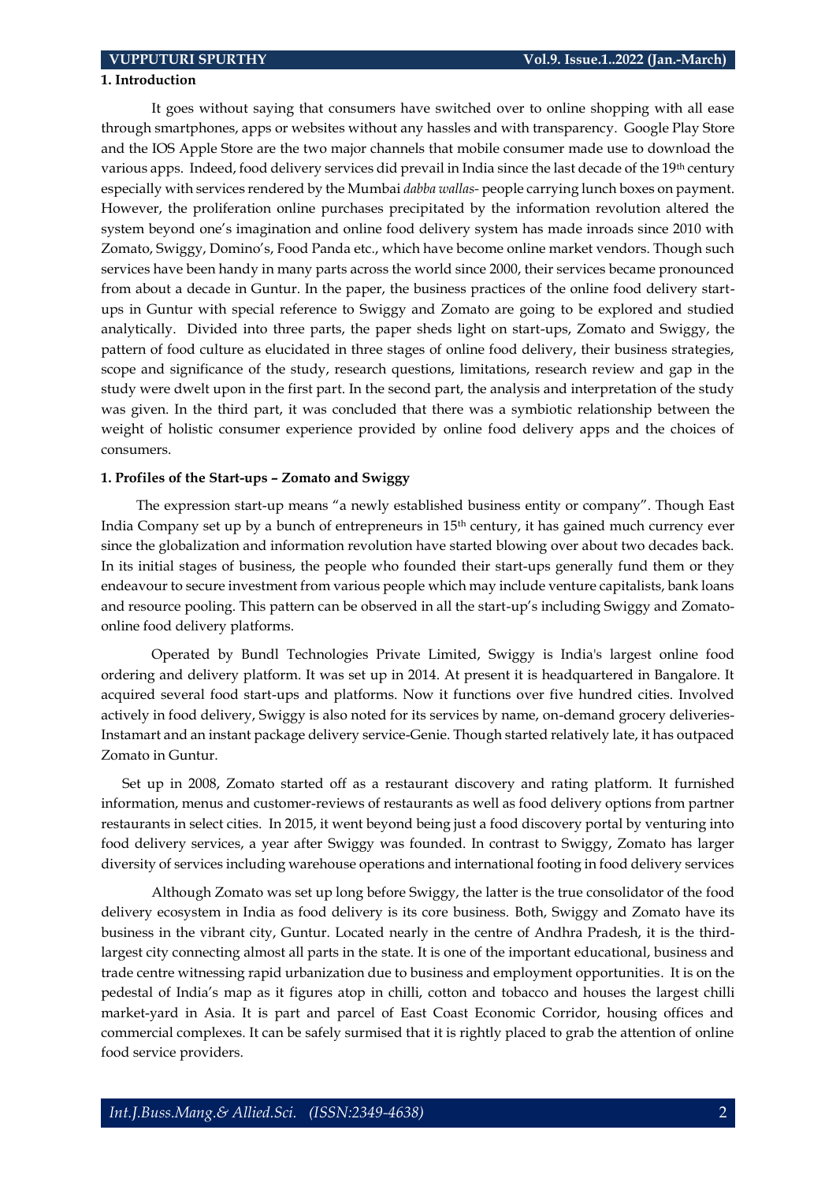## 1. Introduction

It goes without saying that consumers have switched over to online shopping with all ease through smartphones, apps or websites without any hassles and with transparency. Google Play Store and the IOS Apple Store are the two major channels that mobile consumer made use to download the various apps. Indeed, food delivery services did prevail in India since the last decade of the 19th century especially with services rendered by the Mumbai *dabba wallas*- people carrying lunch boxes on payment. However, the proliferation online purchases precipitated by the information revolution altered the system beyond one's imagination and online food delivery system has made inroads since 2010 with Zomato, Swiggy, Domino's, Food Panda etc., which have become online market vendors. Though such services have been handy in many parts across the world since 2000, their services became pronounced from about a decade in Guntur. In the paper, the business practices of the online food delivery start-ups in Guntur with special reference to Swiggy and Zomato are going to be explored and studied analytically. Divided into three parts, the paper sheds light on start-ups, Zomato and Swiggy, the pattern of food culture as elucidated in three stages of online food delivery, their business strategies, scope and significance of the study, research questions, limitations, research review and gap in the study were dwelt upon in the first part. In the second part, the analysis and interpretation of the study was given. In the third part, it was concluded that there was a symbiotic relationship between the weight of holistic consumer experience provided by online food delivery apps and the choices of consumers.

## 1. Profiles of the Start-ups – Zomato and Swiggy

The expression start-up means "a newly established business entity or company". Though East India Company set up by a bunch of entrepreneurs in 15th century, it has gained much currency ever since the globalization and information revolution have started blowing over about two decades back. In its initial stages of business, the people who founded their start-ups generally fund them or they endeavour to secure investment from various people which may include venture capitalists, bank loans and resource pooling. This pattern can be observed in all the start-up's including Swiggy and Zomato-online food delivery platforms.

Operated by Bundl Technologies Private Limited, Swiggy is India's largest online food ordering and delivery platform. It was set up in 2014. At present it is headquartered in Bangalore. It acquired several food start-ups and platforms. Now it functions over five hundred cities. Involved actively in food delivery, Swiggy is also noted for its services by name, on-demand grocery deliveries-Instamart and an instant package delivery service-Genie. Though started relatively late, it has outpaced Zomato in Guntur.

Set up in 2008, Zomato started off as a restaurant discovery and rating platform. It furnished information, menus and customer-reviews of restaurants as well as food delivery options from partner restaurants in select cities. In 2015, it went beyond being just a food discovery portal by venturing into food delivery services, a year after Swiggy was founded. In contrast to Swiggy, Zomato has larger diversity of services including warehouse operations and international footing in food delivery services

Although Zomato was set up long before Swiggy, the latter is the true consolidator of the food delivery ecosystem in India as food delivery is its core business. Both, Swiggy and Zomato have its business in the vibrant city, Guntur. Located nearly in the centre of Andhra Pradesh, it is the third-largest city connecting almost all parts in the state. It is one of the important educational, business and trade centre witnessing rapid urbanization due to business and employment opportunities. It is on the pedestal of India's map as it figures atop in chilli, cotton and tobacco and houses the largest chilli market-yard in Asia. It is part and parcel of East Coast Economic Corridor, housing offices and commercial complexes. It can be safely surmised that it is rightly placed to grab the attention of online food service providers.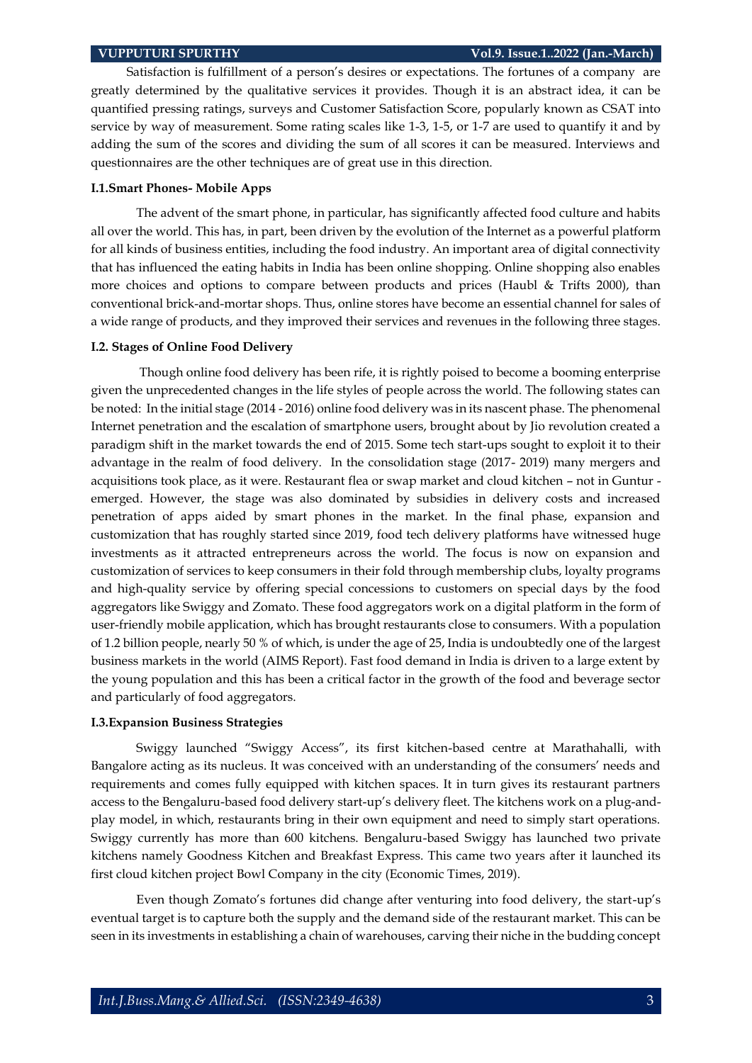Satisfaction is fulfillment of a person's desires or expectations. The fortunes of a company are greatly determined by the qualitative services it provides. Though it is an abstract idea, it can be quantified pressing ratings, surveys and Customer Satisfaction Score, popularly known as CSAT into service by way of measurement. Some rating scales like 1-3, 1-5, or 1-7 are used to quantify it and by adding the sum of the scores and dividing the sum of all scores it can be measured. Interviews and questionnaires are the other techniques are of great use in this direction.

### I.1.Smart Phones- Mobile Apps

The advent of the smart phone, in particular, has significantly affected food culture and habits all over the world. This has, in part, been driven by the evolution of the Internet as a powerful platform for all kinds of business entities, including the food industry. An important area of digital connectivity that has influenced the eating habits in India has been online shopping. Online shopping also enables more choices and options to compare between products and prices (Haubl & Trifts 2000), than conventional brick-and-mortar shops. Thus, online stores have become an essential channel for sales of a wide range of products, and they improved their services and revenues in the following three stages.

### I.2. Stages of Online Food Delivery

Though online food delivery has been rife, it is rightly poised to become a booming enterprise given the unprecedented changes in the life styles of people across the world. The following states can be noted: In the initial stage (2014 - 2016) online food delivery was in its nascent phase. The phenomenal Internet penetration and the escalation of smartphone users, brought about by Jio revolution created a paradigm shift in the market towards the end of 2015. Some tech start-ups sought to exploit it to their advantage in the realm of food delivery. In the consolidation stage (2017- 2019) many mergers and acquisitions took place, as it were. Restaurant flea or swap market and cloud kitchen – not in Guntur - emerged. However, the stage was also dominated by subsidies in delivery costs and increased penetration of apps aided by smart phones in the market. In the final phase, expansion and customization that has roughly started since 2019, food tech delivery platforms have witnessed huge investments as it attracted entrepreneurs across the world. The focus is now on expansion and customization of services to keep consumers in their fold through membership clubs, loyalty programs and high-quality service by offering special concessions to customers on special days by the food aggregators like Swiggy and Zomato. These food aggregators work on a digital platform in the form of user-friendly mobile application, which has brought restaurants close to consumers. With a population of 1.2 billion people, nearly 50 % of which, is under the age of 25, India is undoubtedly one of the largest business markets in the world (AIMS Report). Fast food demand in India is driven to a large extent by the young population and this has been a critical factor in the growth of the food and beverage sector and particularly of food aggregators.

### I.3.Expansion Business Strategies

Swiggy launched "Swiggy Access", its first kitchen-based centre at Marathahalli, with Bangalore acting as its nucleus. It was conceived with an understanding of the consumers' needs and requirements and comes fully equipped with kitchen spaces. It in turn gives its restaurant partners access to the Bengaluru-based food delivery start-up's delivery fleet. The kitchens work on a plug-and-play model, in which, restaurants bring in their own equipment and need to simply start operations. Swiggy currently has more than 600 kitchens. Bengaluru-based Swiggy has launched two private kitchens namely Goodness Kitchen and Breakfast Express. This came two years after it launched its first cloud kitchen project Bowl Company in the city (Economic Times, 2019).

Even though Zomato's fortunes did change after venturing into food delivery, the start-up's eventual target is to capture both the supply and the demand side of the restaurant market. This can be seen in its investments in establishing a chain of warehouses, carving their niche in the budding concept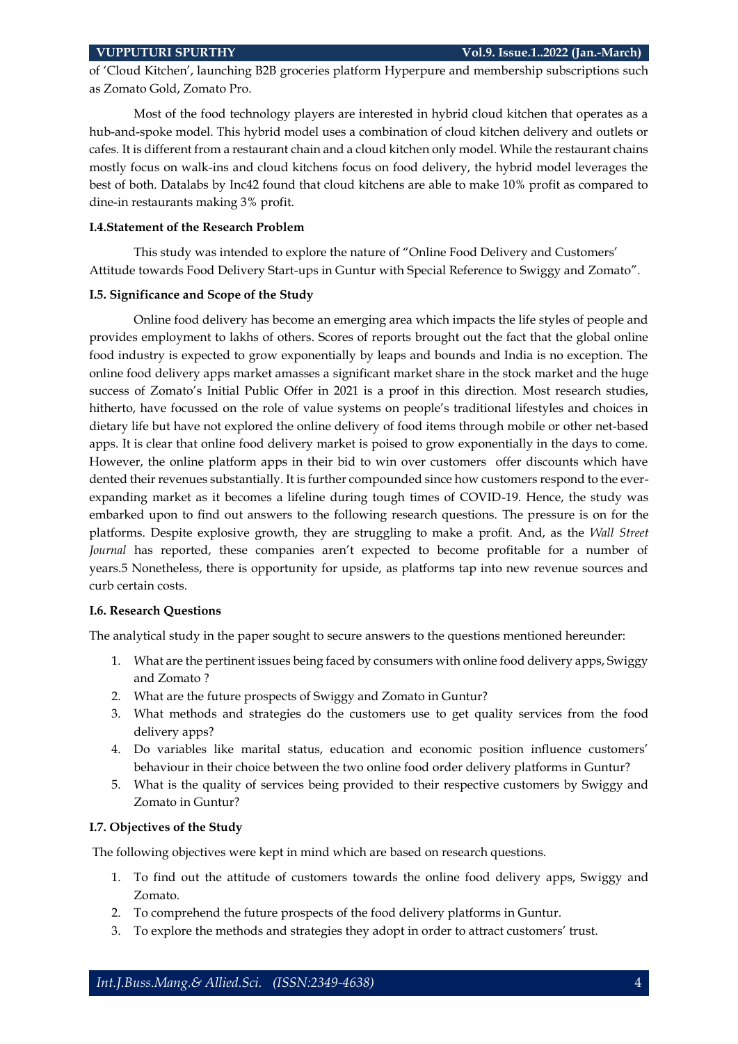of 'Cloud Kitchen', launching B2B groceries platform Hyperpure and membership subscriptions such as Zomato Gold, Zomato Pro.

Most of the food technology players are interested in hybrid cloud kitchen that operates as a hub-and-spoke model. This hybrid model uses a combination of cloud kitchen delivery and outlets or cafes. It is different from a restaurant chain and a cloud kitchen only model. While the restaurant chains mostly focus on walk-ins and cloud kitchens focus on food delivery, the hybrid model leverages the best of both. Datalabs by Inc42 found that cloud kitchens are able to make 10% profit as compared to dine-in restaurants making 3% profit.

**I.4.Statement of the Research Problem**

This study was intended to explore the nature of "Online Food Delivery and Customers' Attitude towards Food Delivery Start-ups in Guntur with Special Reference to Swiggy and Zomato".

**I.5. Significance and Scope of the Study**

Online food delivery has become an emerging area which impacts the life styles of people and provides employment to lakhs of others. Scores of reports brought out the fact that the global online food industry is expected to grow exponentially by leaps and bounds and India is no exception. The online food delivery apps market amasses a significant market share in the stock market and the huge success of Zomato's Initial Public Offer in 2021 is a proof in this direction. Most research studies, hitherto, have focussed on the role of value systems on people's traditional lifestyles and choices in dietary life but have not explored the online delivery of food items through mobile or other net-based apps. It is clear that online food delivery market is poised to grow exponentially in the days to come. However, the online platform apps in their bid to win over customers offer discounts which have dented their revenues substantially. It is further compounded since how customers respond to the ever-expanding market as it becomes a lifeline during tough times of COVID-19. Hence, the study was embarked upon to find out answers to the following research questions. The pressure is on for the platforms. Despite explosive growth, they are struggling to make a profit. And, as the *Wall Street Journal* has reported, these companies aren't expected to become profitable for a number of years.5 Nonetheless, there is opportunity for upside, as platforms tap into new revenue sources and curb certain costs.

**I.6. Research Questions**

The analytical study in the paper sought to secure answers to the questions mentioned hereunder:

1. What are the pertinent issues being faced by consumers with online food delivery apps, Swiggy and Zomato ?
2. What are the future prospects of Swiggy and Zomato in Guntur?
3. What methods and strategies do the customers use to get quality services from the food delivery apps?
4. Do variables like marital status, education and economic position influence customers' behaviour in their choice between the two online food order delivery platforms in Guntur?
5. What is the quality of services being provided to their respective customers by Swiggy and Zomato in Guntur?

**I.7. Objectives of the Study**

The following objectives were kept in mind which are based on research questions.

1. To find out the attitude of customers towards the online food delivery apps, Swiggy and Zomato.
2. To comprehend the future prospects of the food delivery platforms in Guntur.
3. To explore the methods and strategies they adopt in order to attract customers' trust.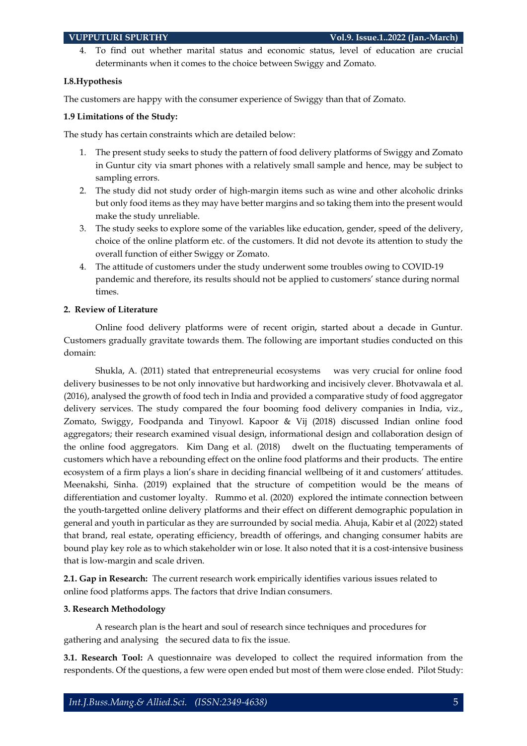4. To find out whether marital status and economic status, level of education are crucial determinants when it comes to the choice between Swiggy and Zomato.

**I.8.Hypothesis**

The customers are happy with the consumer experience of Swiggy than that of Zomato.

**1.9 Limitations of the Study:**

The study has certain constraints which are detailed below:

1. The present study seeks to study the pattern of food delivery platforms of Swiggy and Zomato in Guntur city via smart phones with a relatively small sample and hence, may be subject to sampling errors.
2. The study did not study order of high-margin items such as wine and other alcoholic drinks but only food items as they may have better margins and so taking them into the present would make the study unreliable.
3. The study seeks to explore some of the variables like education, gender, speed of the delivery, choice of the online platform etc. of the customers. It did not devote its attention to study the overall function of either Swiggy or Zomato.
4. The attitude of customers under the study underwent some troubles owing to COVID-19 pandemic and therefore, its results should not be applied to customers' stance during normal times.

**2. Review of Literature**

Online food delivery platforms were of recent origin, started about a decade in Guntur. Customers gradually gravitate towards them. The following are important studies conducted on this domain:

Shukla, A. (2011) stated that entrepreneurial ecosystems was very crucial for online food delivery businesses to be not only innovative but hardworking and incisively clever. Bhotvawala et al. (2016), analysed the growth of food tech in India and provided a comparative study of food aggregator delivery services. The study compared the four booming food delivery companies in India, viz., Zomato, Swiggy, Foodpanda and Tinyowl. Kapoor & Vij (2018) discussed Indian online food aggregators; their research examined visual design, informational design and collaboration design of the online food aggregators. Kim Dang et al. (2018) dwelt on the fluctuating temperaments of customers which have a rebounding effect on the online food platforms and their products. The entire ecosystem of a firm plays a lion's share in deciding financial wellbeing of it and customers' attitudes. Meenakshi, Sinha. (2019) explained that the structure of competition would be the means of differentiation and customer loyalty. Rummo et al. (2020) explored the intimate connection between the youth-targetted online delivery platforms and their effect on different demographic population in general and youth in particular as they are surrounded by social media. Ahuja, Kabir et al (2022) stated that brand, real estate, operating efficiency, breadth of offerings, and changing consumer habits are bound play key role as to which stakeholder win or lose. It also noted that it is a cost-intensive business that is low-margin and scale driven.

**2.1. Gap in Research:** The current research work empirically identifies various issues related to online food platforms apps. The factors that drive Indian consumers.

**3. Research Methodology**

A research plan is the heart and soul of research since techniques and procedures for gathering and analysing the secured data to fix the issue.

**3.1. Research Tool:** A questionnaire was developed to collect the required information from the respondents. Of the questions, a few were open ended but most of them were close ended. Pilot Study: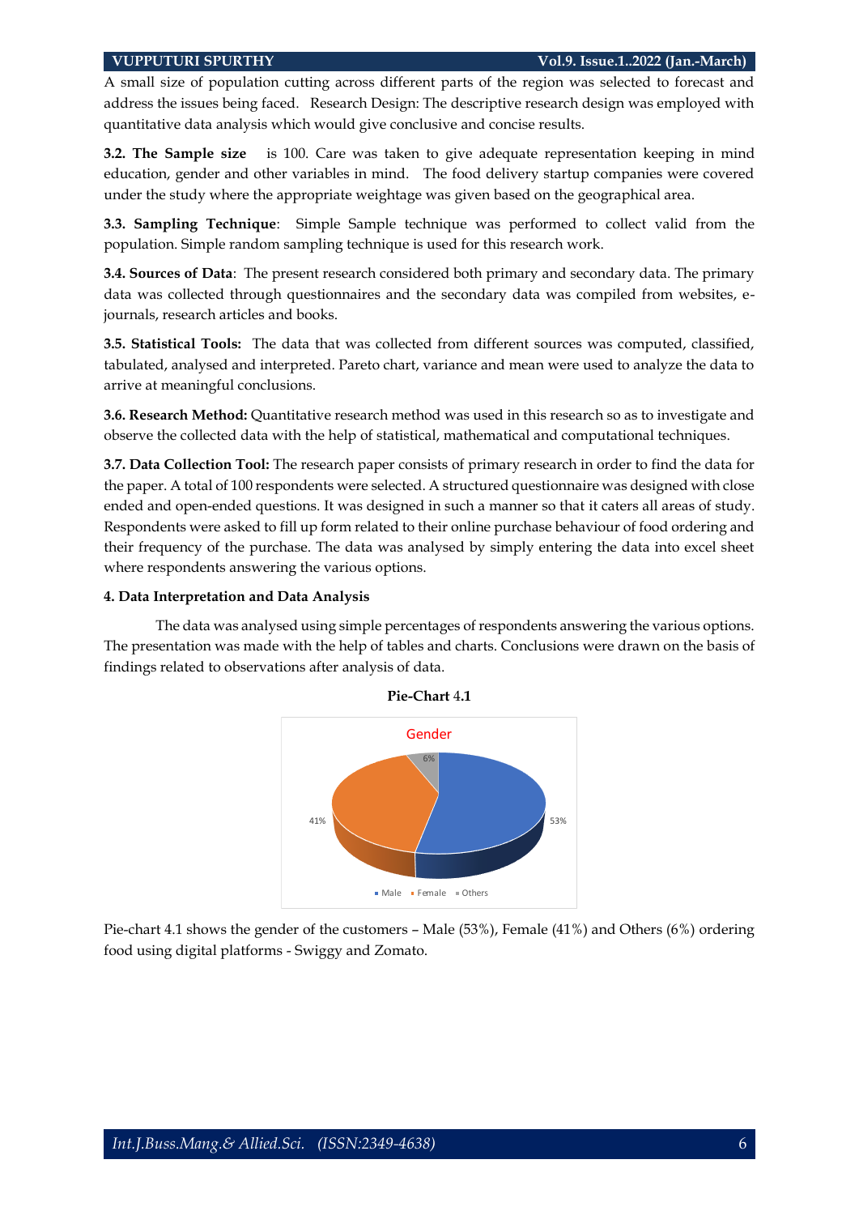A small size of population cutting across different parts of the region was selected to forecast and address the issues being faced. Research Design: The descriptive research design was employed with quantitative data analysis which would give conclusive and concise results.

**3.2. The Sample size** is 100. Care was taken to give adequate representation keeping in mind education, gender and other variables in mind. The food delivery startup companies were covered under the study where the appropriate weightage was given based on the geographical area.

**3.3. Sampling Technique**: Simple Sample technique was performed to collect valid from the population. Simple random sampling technique is used for this research work.

**3.4. Sources of Data**: The present research considered both primary and secondary data. The primary data was collected through questionnaires and the secondary data was compiled from websites, e-journals, research articles and books.

**3.5. Statistical Tools:** The data that was collected from different sources was computed, classified, tabulated, analysed and interpreted. Pareto chart, variance and mean were used to analyze the data to arrive at meaningful conclusions.

**3.6. Research Method:** Quantitative research method was used in this research so as to investigate and observe the collected data with the help of statistical, mathematical and computational techniques.

**3.7. Data Collection Tool:** The research paper consists of primary research in order to find the data for the paper. A total of 100 respondents were selected. A structured questionnaire was designed with close ended and open-ended questions. It was designed in such a manner so that it caters all areas of study. Respondents were asked to fill up form related to their online purchase behaviour of food ordering and their frequency of the purchase. The data was analysed by simply entering the data into excel sheet where respondents answering the various options.

**4. Data Interpretation and Data Analysis**

The data was analysed using simple percentages of respondents answering the various options. The presentation was made with the help of tables and charts. Conclusions were drawn on the basis of findings related to observations after analysis of data.

**Pie-Chart 4.1**

Gender

6%

41%

53%

Male Female Others

Pie-chart 4.1 shows the gender of the customers – Male (53%), Female (41%) and Others (6%) ordering food using digital platforms - Swiggy and Zomato.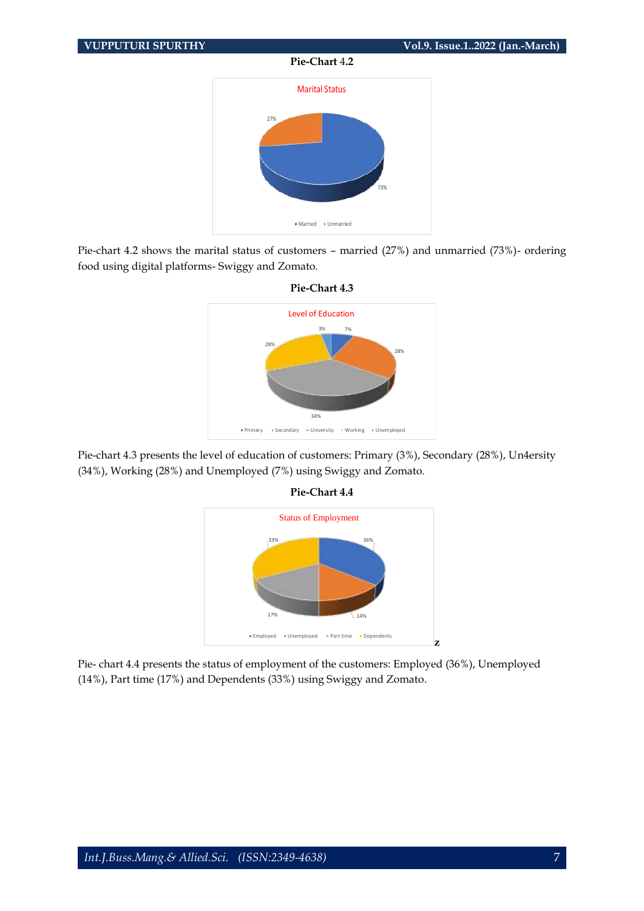**Pie-Chart 4.2**

Marital Status

27%

73%

Married   Unmarried

Pie-chart 4.2 shows the marital status of customers – married (27%) and unmarried (73%)- ordering food using digital platforms- Swiggy and Zomato.

**Pie-Chart 4.3**

Level of Education

3%

7%

28%

28%

34%

Primary   Secondary   University   Working   Unemployed

Pie-chart 4.3 presents the level of education of customers: Primary (3%), Secondary (28%), Un4ersity (34%), Working (28%) and Unemployed (7%) using Swiggy and Zomato.

**Pie-Chart 4.4**

Status of Employment

33%

36%

17%

14%

Employed   Unemployed   Part time   Dependents

z

Pie- chart 4.4 presents the status of employment of the customers: Employed (36%), Unemployed (14%), Part time (17%) and Dependents (33%) using Swiggy and Zomato.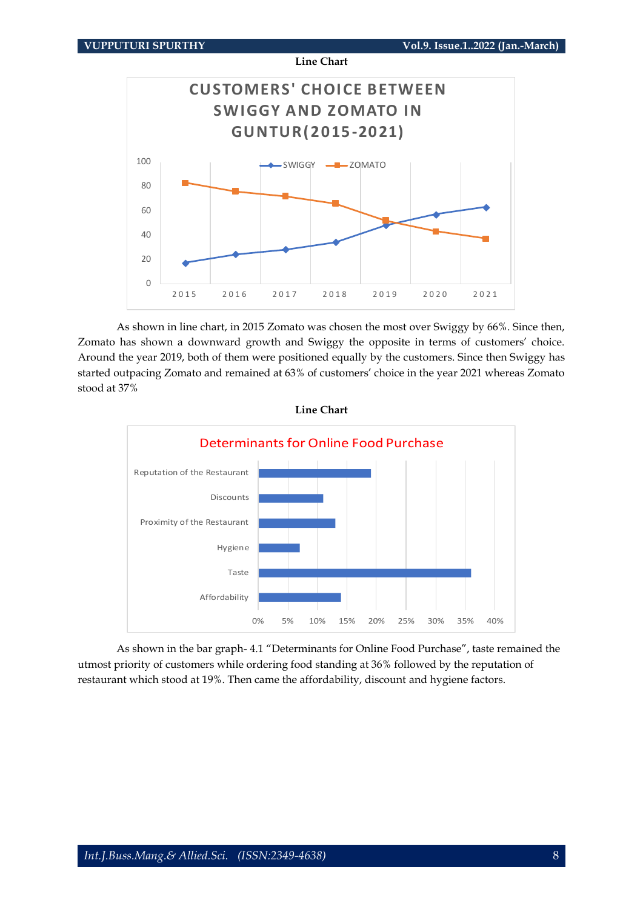**Line Chart**

CUSTOMERS' CHOICE BETWEEN SWIGGY AND ZOMATO IN GUNTUR(2015-2021)

SWIGGY ZOMATO

100
80
60
40
20
0

2015 2016 2017 2018 2019 2020 2021

As shown in line chart, in 2015 Zomato was chosen the most over Swiggy by 66%. Since then, Zomato has shown a downward growth and Swiggy the opposite in terms of customers' choice. Around the year 2019, both of them were positioned equally by the customers. Since then Swiggy has started outpacing Zomato and remained at 63% of customers' choice in the year 2021 whereas Zomato stood at 37%

**Line Chart**

Determinants for Online Food Purchase

Reputation of the Restaurant
Discounts
Proximity of the Restaurant
Hygiene
Taste
Affordability

0% 5% 10% 15% 20% 25% 30% 35% 40%

As shown in the bar graph- 4.1 "Determinants for Online Food Purchase", taste remained the utmost priority of customers while ordering food standing at 36% followed by the reputation of restaurant which stood at 19%. Then came the affordability, discount and hygiene factors.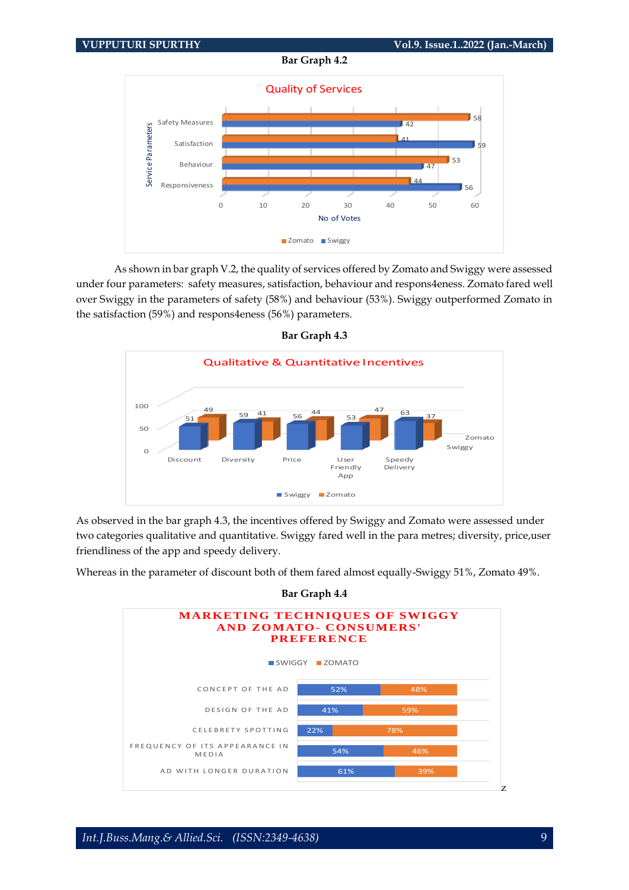**Bar Graph 4.2**

Quality of Services

Service Parameters

Safety Measures
Satisfaction
Behaviour
Responsiveness

58
42
41
59
53
47
44
56

0 10 20 30 40 50 60

No of Votes

Zomato Swiggy

As shown in bar graph V.2, the quality of services offered by Zomato and Swiggy were assessed under four parameters: safety measures, satisfaction, behaviour and respons4eness. Zomato fared well over Swiggy in the parameters of safety (58%) and behaviour (53%). Swiggy outperformed Zomato in the satisfaction (59%) and respons4eness (56%) parameters.

**Bar Graph 4.3**

Qualitative & Quantitative Incentives

100
50
0

49 51 59 41 56 44 53 47 63 37

Discount
Diversity
Price
User Friendly App
Speedy Delivery

Zomato
Swiggy

Swiggy Zomato

As observed in the bar graph 4.3, the incentives offered by Swiggy and Zomato were assessed under two categories qualitative and quantitative. Swiggy fared well in the para metres; diversity, price,user friendliness of the app and speedy delivery.

Whereas in the parameter of discount both of them fared almost equally-Swiggy 51%, Zomato 49%.

**Bar Graph 4.4**

MARKETING TECHNIQUES OF SWIGGY AND ZOMATO- CONSUMERS' PREFERENCE

SWIGGY ZOMATO

CONCEPT OF THE AD 52% 48%
DESIGN OF THE AD 41% 59%
CELEBRETY SPOTTING 22% 78%
FREQUENCY OF ITS APPEARANCE IN MEDIA 54% 46%
AD WITH LONGER DURATION 61% 39%

z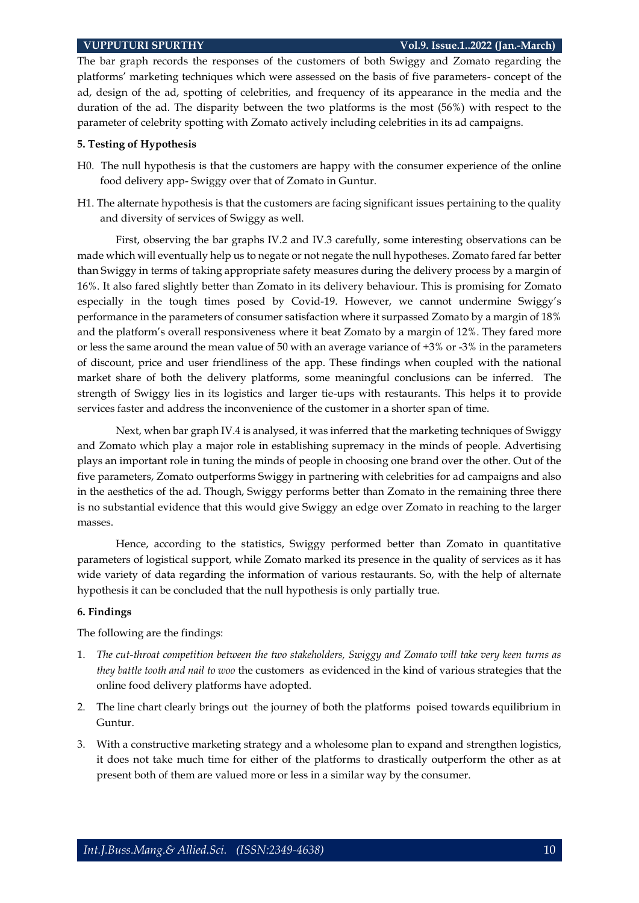The bar graph records the responses of the customers of both Swiggy and Zomato regarding the platforms' marketing techniques which were assessed on the basis of five parameters- concept of the ad, design of the ad, spotting of celebrities, and frequency of its appearance in the media and the duration of the ad. The disparity between the two platforms is the most (56%) with respect to the parameter of celebrity spotting with Zomato actively including celebrities in its ad campaigns.

### 5. Testing of Hypothesis

H0. The null hypothesis is that the customers are happy with the consumer experience of the online food delivery app- Swiggy over that of Zomato in Guntur.

H1. The alternate hypothesis is that the customers are facing significant issues pertaining to the quality and diversity of services of Swiggy as well.

First, observing the bar graphs IV.2 and IV.3 carefully, some interesting observations can be made which will eventually help us to negate or not negate the null hypotheses. Zomato fared far better than Swiggy in terms of taking appropriate safety measures during the delivery process by a margin of 16%. It also fared slightly better than Zomato in its delivery behaviour. This is promising for Zomato especially in the tough times posed by Covid-19. However, we cannot undermine Swiggy's performance in the parameters of consumer satisfaction where it surpassed Zomato by a margin of 18% and the platform's overall responsiveness where it beat Zomato by a margin of 12%. They fared more or less the same around the mean value of 50 with an average variance of +3% or -3% in the parameters of discount, price and user friendliness of the app. These findings when coupled with the national market share of both the delivery platforms, some meaningful conclusions can be inferred. The strength of Swiggy lies in its logistics and larger tie-ups with restaurants. This helps it to provide services faster and address the inconvenience of the customer in a shorter span of time.

Next, when bar graph IV.4 is analysed, it was inferred that the marketing techniques of Swiggy and Zomato which play a major role in establishing supremacy in the minds of people. Advertising plays an important role in tuning the minds of people in choosing one brand over the other. Out of the five parameters, Zomato outperforms Swiggy in partnering with celebrities for ad campaigns and also in the aesthetics of the ad. Though, Swiggy performs better than Zomato in the remaining three there is no substantial evidence that this would give Swiggy an edge over Zomato in reaching to the larger masses.

Hence, according to the statistics, Swiggy performed better than Zomato in quantitative parameters of logistical support, while Zomato marked its presence in the quality of services as it has wide variety of data regarding the information of various restaurants. So, with the help of alternate hypothesis it can be concluded that the null hypothesis is only partially true.

### 6. Findings

The following are the findings:

1. *The cut-throat competition between the two stakeholders, Swiggy and Zomato will take very keen turns as they battle tooth and nail to woo* the customers as evidenced in the kind of various strategies that the online food delivery platforms have adopted.
2. The line chart clearly brings out the journey of both the platforms poised towards equilibrium in Guntur.
3. With a constructive marketing strategy and a wholesome plan to expand and strengthen logistics, it does not take much time for either of the platforms to drastically outperform the other as at present both of them are valued more or less in a similar way by the consumer.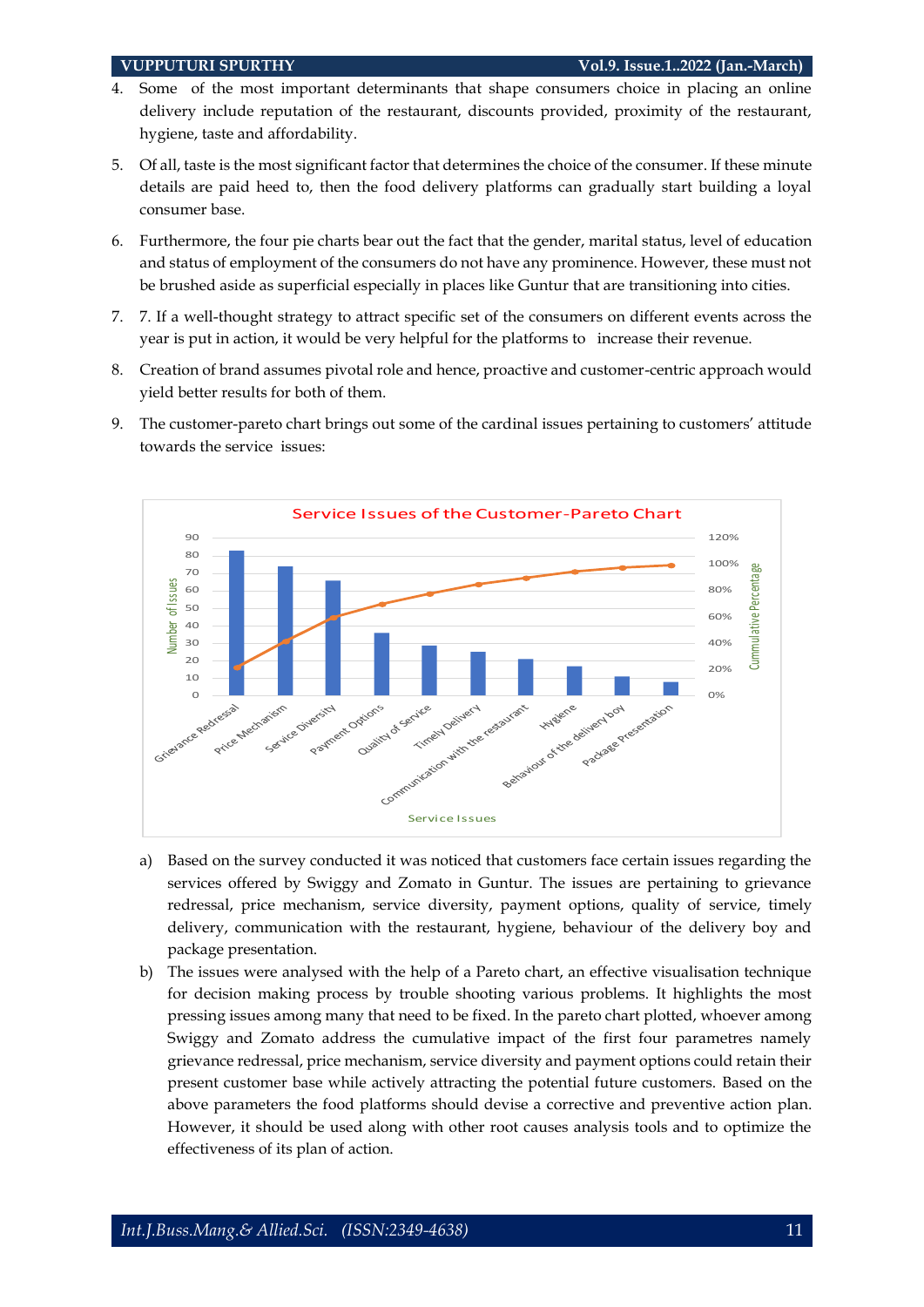4. Some of the most important determinants that shape consumers choice in placing an online delivery include reputation of the restaurant, discounts provided, proximity of the restaurant, hygiene, taste and affordability.
5. Of all, taste is the most significant factor that determines the choice of the consumer. If these minute details are paid heed to, then the food delivery platforms can gradually start building a loyal consumer base.
6. Furthermore, the four pie charts bear out the fact that the gender, marital status, level of education and status of employment of the consumers do not have any prominence. However, these must not be brushed aside as superficial especially in places like Guntur that are transitioning into cities.
7. 7. If a well-thought strategy to attract specific set of the consumers on different events across the year is put in action, it would be very helpful for the platforms to increase their revenue.
8. Creation of brand assumes pivotal role and hence, proactive and customer-centric approach would yield better results for both of them.
9. The customer-pareto chart brings out some of the cardinal issues pertaining to customers' attitude towards the service issues:

Service Issues of the Customer-Pareto Chart

Number of Issues: 0, 10, 20, 30, 40, 50, 60, 70, 80, 90

Cummulative Percentage: 0%, 20%, 40%, 60%, 80%, 100%, 120%

Grievance Redressal, Price Mechanism, Service Diversity, Payment Options, Quality of Service, Timely Delivery, Communication with the restaurant, Hygiene, Behaviour of the delivery boy, Package Presentation

Service Issues

a) Based on the survey conducted it was noticed that customers face certain issues regarding the services offered by Swiggy and Zomato in Guntur. The issues are pertaining to grievance redressal, price mechanism, service diversity, payment options, quality of service, timely delivery, communication with the restaurant, hygiene, behaviour of the delivery boy and package presentation.
b) The issues were analysed with the help of a Pareto chart, an effective visualisation technique for decision making process by trouble shooting various problems. It highlights the most pressing issues among many that need to be fixed. In the pareto chart plotted, whoever among Swiggy and Zomato address the cumulative impact of the first four parametres namely grievance redressal, price mechanism, service diversity and payment options could retain their present customer base while actively attracting the potential future customers. Based on the above parameters the food platforms should devise a corrective and preventive action plan. However, it should be used along with other root causes analysis tools and to optimize the effectiveness of its plan of action.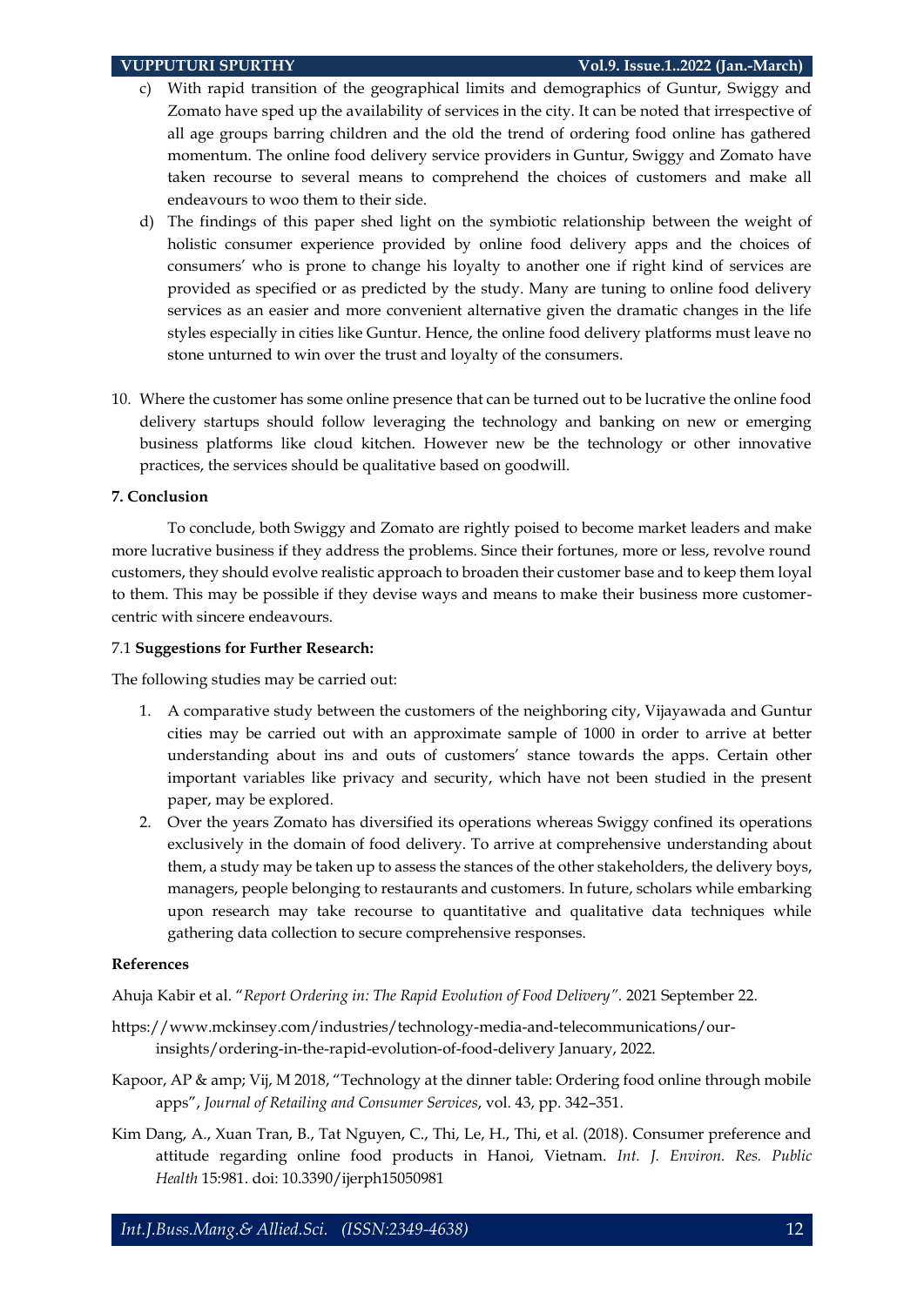c) With rapid transition of the geographical limits and demographics of Guntur, Swiggy and Zomato have sped up the availability of services in the city. It can be noted that irrespective of all age groups barring children and the old the trend of ordering food online has gathered momentum. The online food delivery service providers in Guntur, Swiggy and Zomato have taken recourse to several means to comprehend the choices of customers and make all endeavours to woo them to their side.

d) The findings of this paper shed light on the symbiotic relationship between the weight of holistic consumer experience provided by online food delivery apps and the choices of consumers' who is prone to change his loyalty to another one if right kind of services are provided as specified or as predicted by the study. Many are tuning to online food delivery services as an easier and more convenient alternative given the dramatic changes in the life styles especially in cities like Guntur. Hence, the online food delivery platforms must leave no stone unturned to win over the trust and loyalty of the consumers.

10. Where the customer has some online presence that can be turned out to be lucrative the online food delivery startups should follow leveraging the technology and banking on new or emerging business platforms like cloud kitchen. However new be the technology or other innovative practices, the services should be qualitative based on goodwill.

**7. Conclusion**

To conclude, both Swiggy and Zomato are rightly poised to become market leaders and make more lucrative business if they address the problems. Since their fortunes, more or less, revolve round customers, they should evolve realistic approach to broaden their customer base and to keep them loyal to them. This may be possible if they devise ways and means to make their business more customer-centric with sincere endeavours.

7.1 **Suggestions for Further Research:**

The following studies may be carried out:

1. A comparative study between the customers of the neighboring city, Vijayawada and Guntur cities may be carried out with an approximate sample of 1000 in order to arrive at better understanding about ins and outs of customers' stance towards the apps. Certain other important variables like privacy and security, which have not been studied in the present paper, may be explored.
2. Over the years Zomato has diversified its operations whereas Swiggy confined its operations exclusively in the domain of food delivery. To arrive at comprehensive understanding about them, a study may be taken up to assess the stances of the other stakeholders, the delivery boys, managers, people belonging to restaurants and customers. In future, scholars while embarking upon research may take recourse to quantitative and qualitative data techniques while gathering data collection to secure comprehensive responses.

**References**

Ahuja Kabir et al. "*Report Ordering in: The Rapid Evolution of Food Delivery".* 2021 September 22.

https://www.mckinsey.com/industries/technology-media-and-telecommunications/our-insights/ordering-in-the-rapid-evolution-of-food-delivery January, 2022.

Kapoor, AP & amp; Vij, M 2018, "Technology at the dinner table: Ordering food online through mobile apps", *Journal of Retailing and Consumer Services*, vol. 43, pp. 342–351.

Kim Dang, A., Xuan Tran, B., Tat Nguyen, C., Thi, Le, H., Thi, et al. (2018). Consumer preference and attitude regarding online food products in Hanoi, Vietnam. *Int. J. Environ. Res. Public Health* 15:981. doi: 10.3390/ijerph15050981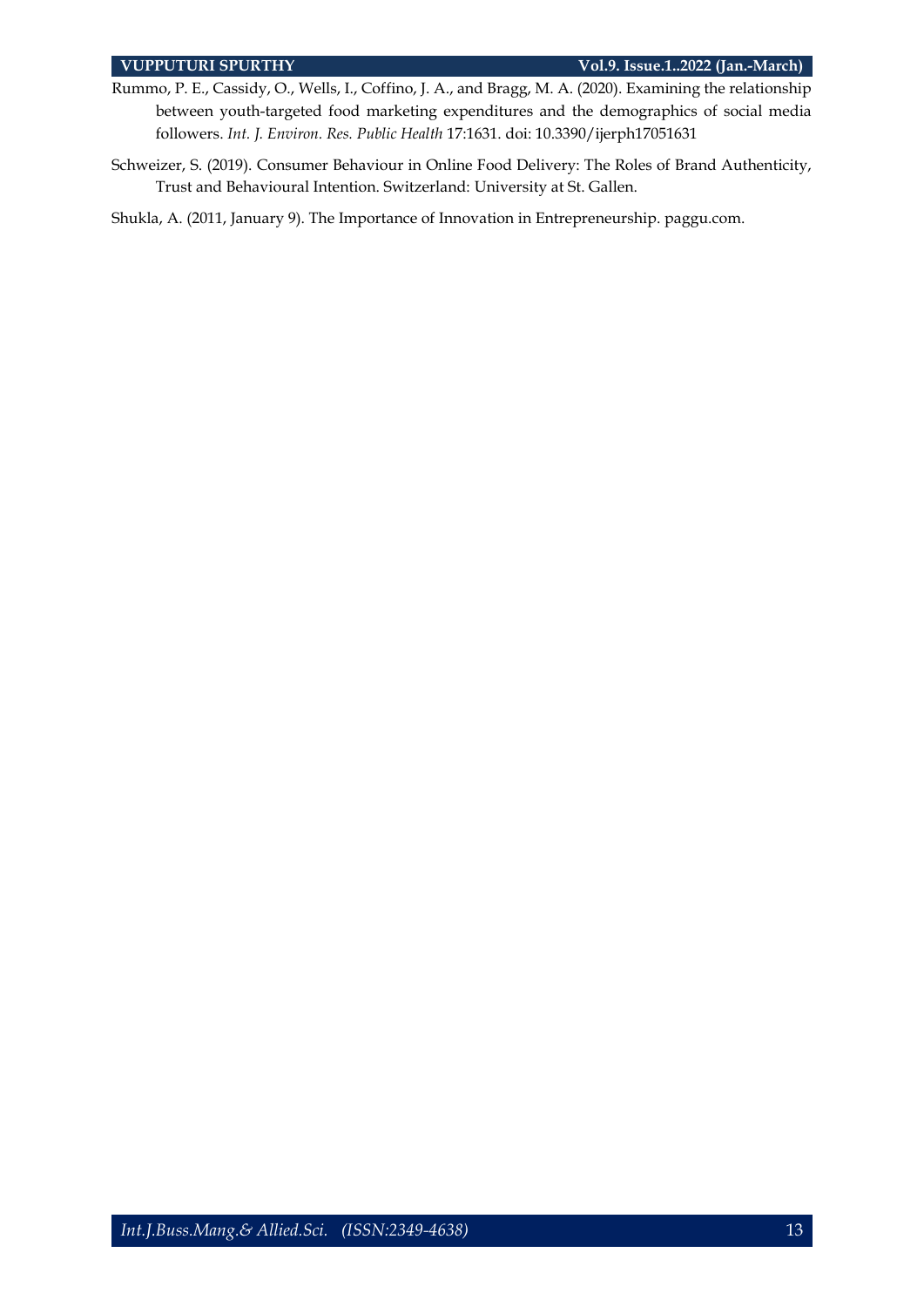Rummo, P. E., Cassidy, O., Wells, I., Coffino, J. A., and Bragg, M. A. (2020). Examining the relationship between youth-targeted food marketing expenditures and the demographics of social media followers. *Int. J. Environ. Res. Public Health* 17:1631. doi: 10.3390/ijerph17051631

Schweizer, S. (2019). Consumer Behaviour in Online Food Delivery: The Roles of Brand Authenticity, Trust and Behavioural Intention. Switzerland: University at St. Gallen.

Shukla, A. (2011, January 9). The Importance of Innovation in Entrepreneurship. paggu.com.